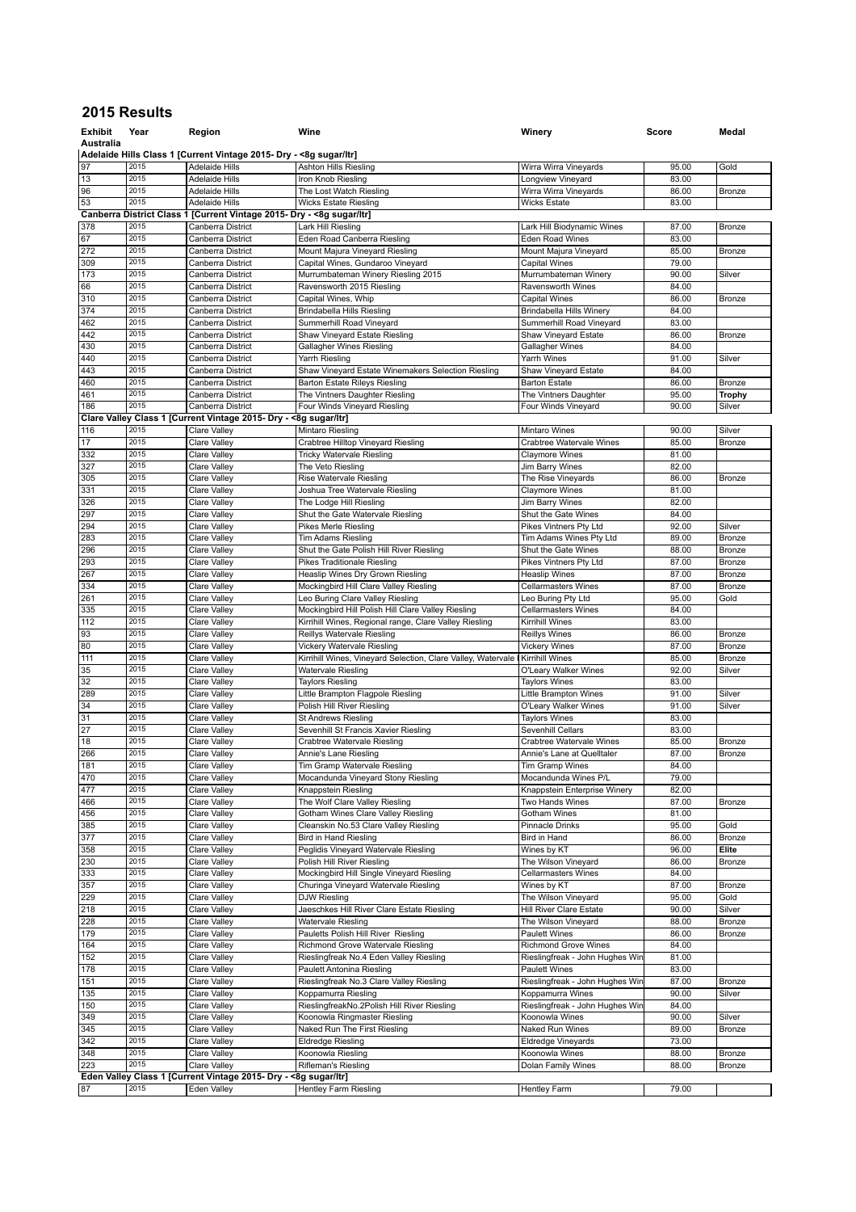## 2015 Results

| Exhibit | Year | Region | Wine | Winery | Score | Medal |
|---|---|---|---|---|---|---|
| **Australia** | | | | | | |
| **Adelaide Hills Class 1 [Current Vintage 2015- Dry - <8g sugar/ltr]** | | | | | | |
| 97 | 2015 | Adelaide Hills | Ashton Hills Riesling | Wirra Wirra Vineyards | 95.00 | Gold |
| 13 | 2015 | Adelaide Hills | Iron Knob Riesling | Longview Vineyard | 83.00 | |
| 96 | 2015 | Adelaide Hills | The Lost Watch Riesling | Wirra Wirra Vineyards | 86.00 | Bronze |
| 53 | 2015 | Adelaide Hills | Wicks Estate Riesling | Wicks Estate | 83.00 | |
| **Canberra District Class 1 [Current Vintage 2015- Dry - <8g sugar/ltr]** | | | | | | |
| 378 | 2015 | Canberra District | Lark Hill Riesling | Lark Hill Biodynamic Wines | 87.00 | Bronze |
| 67 | 2015 | Canberra District | Eden Road Canberra Riesling | Eden Road Wines | 83.00 | |
| 272 | 2015 | Canberra District | Mount Majura Vineyard Riesling | Mount Majura Vineyard | 85.00 | Bronze |
| 309 | 2015 | Canberra District | Capital Wines, Gundaroo Vineyard | Capital Wines | 79.00 | |
| 173 | 2015 | Canberra District | Murrumbateman Winery Riesling 2015 | Murrumbateman Winery | 90.00 | Silver |
| 66 | 2015 | Canberra District | Ravensworth 2015 Riesling | Ravensworth Wines | 84.00 | |
| 310 | 2015 | Canberra District | Capital Wines, Whip | Capital Wines | 86.00 | Bronze |
| 374 | 2015 | Canberra District | Brindabella Hills Riesling | Brindabella Hills Winery | 84.00 | |
| 462 | 2015 | Canberra District | Summerhill Road Vineyard | Summerhill Road Vineyard | 83.00 | |
| 442 | 2015 | Canberra District | Shaw Vineyard Estate Riesling | Shaw Vineyard Estate | 86.00 | Bronze |
| 430 | 2015 | Canberra District | Gallagher Wines Riesling | Gallagher Wines | 84.00 | |
| 440 | 2015 | Canberra District | Yarrh Riesling | Yarrh Wines | 91.00 | Silver |
| 443 | 2015 | Canberra District | Shaw Vineyard Estate Winemakers Selection Riesling | Shaw Vineyard Estate | 84.00 | |
| 460 | 2015 | Canberra District | Barton Estate Rileys Riesling | Barton Estate | 86.00 | Bronze |
| 461 | 2015 | Canberra District | The Vintners Daughter Riesling | The Vintners Daughter | 95.00 | **Trophy** |
| 186 | 2015 | Canberra District | Four Winds Vineyard Riesling | Four Winds Vineyard | 90.00 | Silver |
| **Clare Valley Class 1 [Current Vintage 2015- Dry - <8g sugar/ltr]** | | | | | | |
| 116 | 2015 | Clare Valley | Mintaro Riesling | Mintaro Wines | 90.00 | Silver |
| 17 | 2015 | Clare Valley | Crabtree Hilltop Vineyard Riesling | Crabtree Watervale Wines | 85.00 | Bronze |
| 332 | 2015 | Clare Valley | Tricky Watervale Riesling | Claymore Wines | 81.00 | |
| 327 | 2015 | Clare Valley | The Veto Riesling | Jim Barry Wines | 82.00 | |
| 305 | 2015 | Clare Valley | Rise Watervale Riesling | The Rise Vineyards | 86.00 | Bronze |
| 331 | 2015 | Clare Valley | Joshua Tree Watervale Riesling | Claymore Wines | 81.00 | |
| 326 | 2015 | Clare Valley | The Lodge Hill Riesling | Jim Barry Wines | 82.00 | |
| 297 | 2015 | Clare Valley | Shut the Gate Watervale Riesling | Shut the Gate Wines | 84.00 | |
| 294 | 2015 | Clare Valley | Pikes Merle Riesling | Pikes Vintners Pty Ltd | 92.00 | Silver |
| 283 | 2015 | Clare Valley | Tim Adams Riesling | Tim Adams Wines Pty Ltd | 89.00 | Bronze |
| 296 | 2015 | Clare Valley | Shut the Gate Polish Hill River Riesling | Shut the Gate Wines | 88.00 | Bronze |
| 293 | 2015 | Clare Valley | Pikes Traditionale Riesling | Pikes Vintners Pty Ltd | 87.00 | Bronze |
| 267 | 2015 | Clare Valley | Heaslip Wines Dry Grown Riesling | Heaslip Wines | 87.00 | Bronze |
| 334 | 2015 | Clare Valley | Mockingbird Hill Clare Valley Riesling | Cellarmasters Wines | 87.00 | Bronze |
| 261 | 2015 | Clare Valley | Leo Buring Clare Valley Riesling | Leo Buring Pty Ltd | 95.00 | Gold |
| 335 | 2015 | Clare Valley | Mockingbird Hill Polish Hill Clare Valley Riesling | Cellarmasters Wines | 84.00 | |
| 112 | 2015 | Clare Valley | Kirrihill Wines, Regional range, Clare Valley Riesling | Kirrihill Wines | 83.00 | |
| 93 | 2015 | Clare Valley | Reillys Watervale Riesling | Reillys Wines | 86.00 | Bronze |
| 80 | 2015 | Clare Valley | Vickery Watervale Riesling | Vickery Wines | 87.00 | Bronze |
| 111 | 2015 | Clare Valley | Kirrihill Wines, Vineyard Selection, Clare Valley, Watervale | Kirrihill Wines | 85.00 | Bronze |
| 35 | 2015 | Clare Valley | Watervale Riesling | O'Leary Walker Wines | 92.00 | Silver |
| 32 | 2015 | Clare Valley | Taylors Riesling | Taylors Wines | 83.00 | |
| 289 | 2015 | Clare Valley | Little Brampton Flagpole Riesling | Little Brampton Wines | 91.00 | Silver |
| 34 | 2015 | Clare Valley | Polish Hill River Riesling | O'Leary Walker Wines | 91.00 | Silver |
| 31 | 2015 | Clare Valley | St Andrews Riesling | Taylors Wines | 83.00 | |
| 27 | 2015 | Clare Valley | Sevenhill St Francis Xavier Riesling | Sevenhill Cellars | 83.00 | |
| 18 | 2015 | Clare Valley | Crabtree Watervale Riesling | Crabtree Watervale Wines | 85.00 | Bronze |
| 266 | 2015 | Clare Valley | Annie's Lane Riesling | Annie's Lane at Quelltaler | 87.00 | Bronze |
| 181 | 2015 | Clare Valley | Tim Gramp Watervale Riesling | Tim Gramp Wines | 84.00 | |
| 470 | 2015 | Clare Valley | Mocandunda Vineyard Stony Riesling | Mocandunda Wines P/L | 79.00 | |
| 477 | 2015 | Clare Valley | Knappstein Riesling | Knappstein Enterprise Winery | 82.00 | |
| 466 | 2015 | Clare Valley | The Wolf Clare Valley Riesling | Two Hands Wines | 87.00 | Bronze |
| 456 | 2015 | Clare Valley | Gotham Wines Clare Valley Riesling | Gotham Wines | 81.00 | |
| 385 | 2015 | Clare Valley | Cleanskin No.53 Clare Valley Riesling | Pinnacle Drinks | 95.00 | Gold |
| 377 | 2015 | Clare Valley | Bird in Hand Riesling | Bird in Hand | 86.00 | Bronze |
| 358 | 2015 | Clare Valley | Peglidis Vineyard Watervale Riesling | Wines by KT | 96.00 | **Elite** |
| 230 | 2015 | Clare Valley | Polish Hill River Riesling | The Wilson Vineyard | 86.00 | Bronze |
| 333 | 2015 | Clare Valley | Mockingbird Hill Single Vineyard Riesling | Cellarmasters Wines | 84.00 | |
| 357 | 2015 | Clare Valley | Churinga Vineyard Watervale Riesling | Wines by KT | 87.00 | Bronze |
| 229 | 2015 | Clare Valley | DJW Riesling | The Wilson Vineyard | 95.00 | Gold |
| 218 | 2015 | Clare Valley | Jaeschkes Hill River Clare Estate Riesling | Hill River Clare Estate | 90.00 | Silver |
| 228 | 2015 | Clare Valley | Watervale Riesling | The Wilson Vineyard | 88.00 | Bronze |
| 179 | 2015 | Clare Valley | Pauletts Polish Hill River Riesling | Paulett Wines | 86.00 | Bronze |
| 164 | 2015 | Clare Valley | Richmond Grove Watervale Riesling | Richmond Grove Wines | 84.00 | |
| 152 | 2015 | Clare Valley | Rieslingfreak No.4 Eden Valley Riesling | Rieslingfreak - John Hughes Win | 81.00 | |
| 178 | 2015 | Clare Valley | Paulett Antonina Riesling | Paulett Wines | 83.00 | |
| 151 | 2015 | Clare Valley | Rieslingfreak No.3 Clare Valley Riesling | Rieslingfreak - John Hughes Win | 87.00 | Bronze |
| 135 | 2015 | Clare Valley | Koppamurra Riesling | Koppamurra Wines | 90.00 | Silver |
| 150 | 2015 | Clare Valley | RieslingfreakNo.2Polish Hill River Riesling | Rieslingfreak - John Hughes Win | 84.00 | |
| 349 | 2015 | Clare Valley | Koonowla Ringmaster Riesling | Koonowla Wines | 90.00 | Silver |
| 345 | 2015 | Clare Valley | Naked Run The First Riesling | Naked Run Wines | 89.00 | Bronze |
| 342 | 2015 | Clare Valley | Eldredge Riesling | Eldredge Vineyards | 73.00 | |
| 348 | 2015 | Clare Valley | Koonowla Riesling | Koonowla Wines | 88.00 | Bronze |
| 223 | 2015 | Clare Valley | Rifleman's Riesling | Dolan Family Wines | 88.00 | Bronze |
| **Eden Valley Class 1 [Current Vintage 2015- Dry - <8g sugar/ltr]** | | | | | | |
| 87 | 2015 | Eden Valley | Hentley Farm Riesling | Hentley Farm | 79.00 | |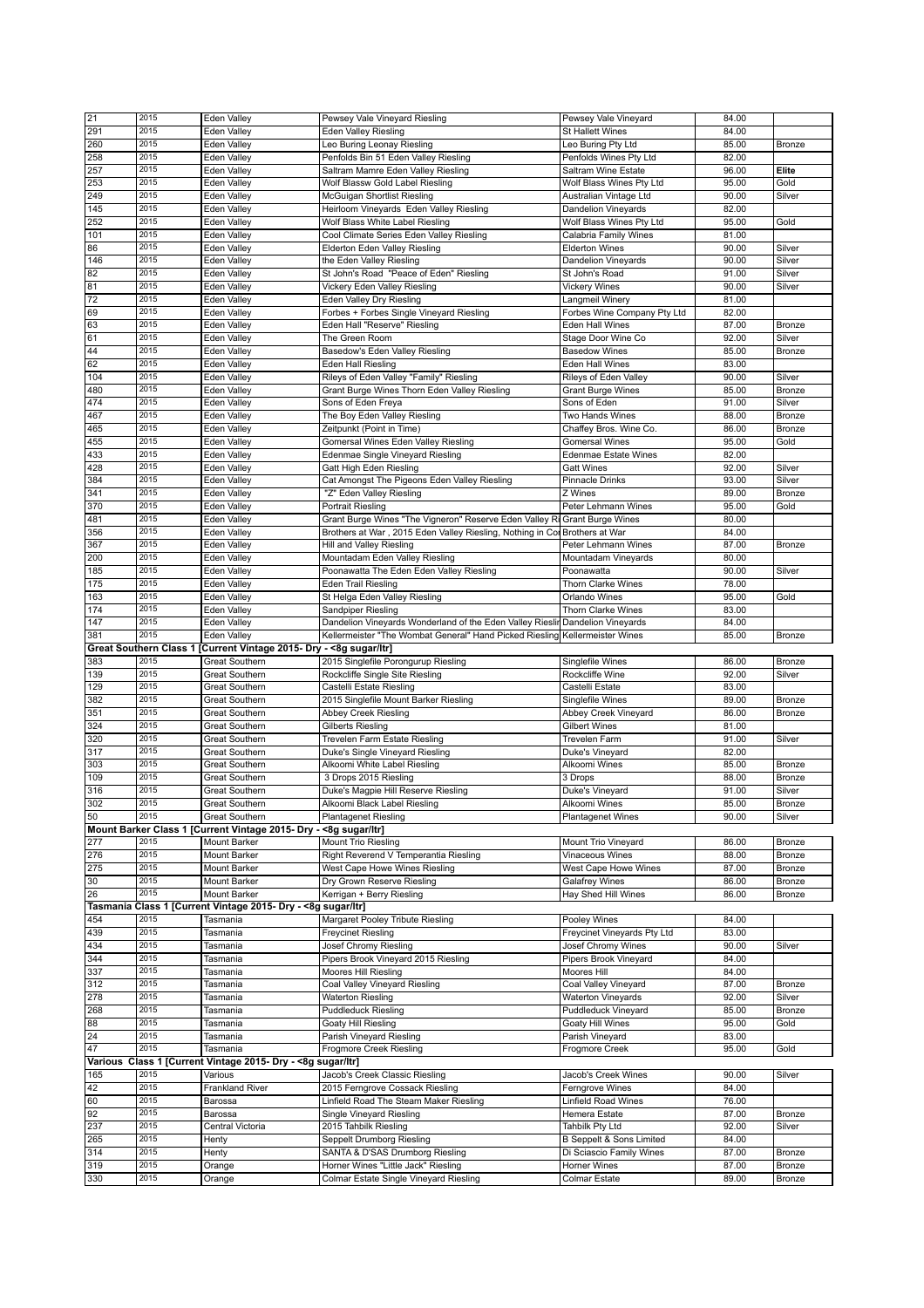| | | | | | | |
|---|---|---|---|---|---|---|
| 21 | 2015 | Eden Valley | Pewsey Vale Vineyard Riesling | Pewsey Vale Vineyard | 84.00 | |
| 291 | 2015 | Eden Valley | Eden Valley Riesling | St Hallett Wines | 84.00 | |
| 260 | 2015 | Eden Valley | Leo Buring Leonay Riesling | Leo Buring Pty Ltd | 85.00 | Bronze |
| 258 | 2015 | Eden Valley | Penfolds Bin 51 Eden Valley Riesling | Penfolds Wines Pty Ltd | 82.00 | |
| 257 | 2015 | Eden Valley | Saltram Mamre Eden Valley Riesling | Saltram Wine Estate | 96.00 | **Elite** |
| 253 | 2015 | Eden Valley | Wolf Blassw Gold Label Riesling | Wolf Blass Wines Pty Ltd | 95.00 | Gold |
| 249 | 2015 | Eden Valley | McGuigan Shortlist Riesling | Australian Vintage Ltd | 90.00 | Silver |
| 145 | 2015 | Eden Valley | Heirloom Vineyards Eden Valley Riesling | Dandelion Vineyards | 82.00 | |
| 252 | 2015 | Eden Valley | Wolf Blass White Label Riesling | Wolf Blass Wines Pty Ltd | 95.00 | Gold |
| 101 | 2015 | Eden Valley | Cool Climate Series Eden Valley Riesling | Calabria Family Wines | 81.00 | |
| 86 | 2015 | Eden Valley | Elderton Eden Valley Riesling | Elderton Wines | 90.00 | Silver |
| 146 | 2015 | Eden Valley | the Eden Valley Riesling | Dandelion Vineyards | 90.00 | Silver |
| 82 | 2015 | Eden Valley | St John's Road "Peace of Eden" Riesling | St John's Road | 91.00 | Silver |
| 81 | 2015 | Eden Valley | Vickery Eden Valley Riesling | Vickery Wines | 90.00 | Silver |
| 72 | 2015 | Eden Valley | Eden Valley Dry Riesling | Langmeil Winery | 81.00 | |
| 69 | 2015 | Eden Valley | Forbes + Forbes Single Vineyard Riesling | Forbes Wine Company Pty Ltd | 82.00 | |
| 63 | 2015 | Eden Valley | Eden Hall "Reserve" Riesling | Eden Hall Wines | 87.00 | Bronze |
| 61 | 2015 | Eden Valley | The Green Room | Stage Door Wine Co | 92.00 | Silver |
| 44 | 2015 | Eden Valley | Basedow's Eden Valley Riesling | Basedow Wines | 85.00 | Bronze |
| 62 | 2015 | Eden Valley | Eden Hall Riesling | Eden Hall Wines | 83.00 | |
| 104 | 2015 | Eden Valley | Rileys of Eden Valley "Family" Riesling | Rileys of Eden Valley | 90.00 | Silver |
| 480 | 2015 | Eden Valley | Grant Burge Wines Thorn Eden Valley Riesling | Grant Burge Wines | 85.00 | Bronze |
| 474 | 2015 | Eden Valley | Sons of Eden Freya | Sons of Eden | 91.00 | Silver |
| 467 | 2015 | Eden Valley | The Boy Eden Valley Riesling | Two Hands Wines | 88.00 | Bronze |
| 465 | 2015 | Eden Valley | Zeitpunkt (Point in Time) | Chaffey Bros. Wine Co. | 86.00 | Bronze |
| 455 | 2015 | Eden Valley | Gomersal Wines Eden Valley Riesling | Gomersal Wines | 95.00 | Gold |
| 433 | 2015 | Eden Valley | Edenmae Single Vineyard Riesling | Edenmae Estate Wines | 82.00 | |
| 428 | 2015 | Eden Valley | Gatt High Eden Riesling | Gatt Wines | 92.00 | Silver |
| 384 | 2015 | Eden Valley | Cat Amongst The Pigeons Eden Valley Riesling | Pinnacle Drinks | 93.00 | Silver |
| 341 | 2015 | Eden Valley | "Z" Eden Valley Riesling | Z Wines | 89.00 | Bronze |
| 370 | 2015 | Eden Valley | Portrait Riesling | Peter Lehmann Wines | 95.00 | Gold |
| 481 | 2015 | Eden Valley | Grant Burge Wines "The Vigneron" Reserve Eden Valley Ri | Grant Burge Wines | 80.00 | |
| 356 | 2015 | Eden Valley | Brothers at War , 2015 Eden Valley Riesling, Nothing in Co | Brothers at War | 84.00 | |
| 367 | 2015 | Eden Valley | Hill and Valley Riesling | Peter Lehmann Wines | 87.00 | Bronze |
| 200 | 2015 | Eden Valley | Mountadam Eden Valley Riesling | Mountadam Vineyards | 80.00 | |
| 185 | 2015 | Eden Valley | Poonawatta The Eden Eden Valley Riesling | Poonawatta | 90.00 | Silver |
| 175 | 2015 | Eden Valley | Eden Trail Riesling | Thorn Clarke Wines | 78.00 | |
| 163 | 2015 | Eden Valley | St Helga Eden Valley Riesling | Orlando Wines | 95.00 | Gold |
| 174 | 2015 | Eden Valley | Sandpiper Riesling | Thorn Clarke Wines | 83.00 | |
| 147 | 2015 | Eden Valley | Dandelion Vineyards Wonderland of the Eden Valley Rieslir | Dandelion Vineyards | 84.00 | |
| 381 | 2015 | Eden Valley | Kellermeister "The Wombat General" Hand Picked Riesling | Kellermeister Wines | 85.00 | Bronze |
| **Great Southern Class 1 [Current Vintage 2015- Dry - <8g sugar/ltr]** | | | | | | |
| 383 | 2015 | Great Southern | 2015 Singlefile Porongurup Riesling | Singlefile Wines | 86.00 | Bronze |
| 139 | 2015 | Great Southern | Rockcliffe Single Site Riesling | Rockcliffe Wine | 92.00 | Silver |
| 129 | 2015 | Great Southern | Castelli Estate Riesling | Castelli Estate | 83.00 | |
| 382 | 2015 | Great Southern | 2015 Singlefile Mount Barker Riesling | Singlefile Wines | 89.00 | Bronze |
| 351 | 2015 | Great Southern | Abbey Creek Riesling | Abbey Creek Vineyard | 86.00 | Bronze |
| 324 | 2015 | Great Southern | Gilberts Riesling | Gilbert Wines | 81.00 | |
| 320 | 2015 | Great Southern | Trevelen Farm Estate Riesling | Trevelen Farm | 91.00 | Silver |
| 317 | 2015 | Great Southern | Duke's Single Vineyard Riesling | Duke's Vineyard | 82.00 | |
| 303 | 2015 | Great Southern | Alkoomi White Label Riesling | Alkoomi Wines | 85.00 | Bronze |
| 109 | 2015 | Great Southern | 3 Drops 2015 Riesling | 3 Drops | 88.00 | Bronze |
| 316 | 2015 | Great Southern | Duke's Magpie Hill Reserve Riesling | Duke's Vineyard | 91.00 | Silver |
| 302 | 2015 | Great Southern | Alkoomi Black Label Riesling | Alkoomi Wines | 85.00 | Bronze |
| 50 | 2015 | Great Southern | Plantagenet Riesling | Plantagenet Wines | 90.00 | Silver |
| **Mount Barker Class 1 [Current Vintage 2015- Dry - <8g sugar/ltr]** | | | | | | |
| 277 | 2015 | Mount Barker | Mount Trio Riesling | Mount Trio Vineyard | 86.00 | Bronze |
| 276 | 2015 | Mount Barker | Right Reverend V Temperantia Riesling | Vinaceous Wines | 88.00 | Bronze |
| 275 | 2015 | Mount Barker | West Cape Howe Wines Riesling | West Cape Howe Wines | 87.00 | Bronze |
| 30 | 2015 | Mount Barker | Dry Grown Reserve Riesling | Galafrey Wines | 86.00 | Bronze |
| 26 | 2015 | Mount Barker | Kerrigan + Berry Riesling | Hay Shed Hill Wines | 86.00 | Bronze |
| **Tasmania Class 1 [Current Vintage 2015- Dry - <8g sugar/ltr]** | | | | | | |
| 454 | 2015 | Tasmania | Margaret Pooley Tribute Riesling | Pooley Wines | 84.00 | |
| 439 | 2015 | Tasmania | Freycinet Riesling | Freycinet Vineyards Pty Ltd | 83.00 | |
| 434 | 2015 | Tasmania | Josef Chromy Riesling | Josef Chromy Wines | 90.00 | Silver |
| 344 | 2015 | Tasmania | Pipers Brook Vineyard 2015 Riesling | Pipers Brook Vineyard | 84.00 | |
| 337 | 2015 | Tasmania | Moores Hill Riesling | Moores Hill | 84.00 | |
| 312 | 2015 | Tasmania | Coal Valley Vineyard Riesling | Coal Valley Vineyard | 87.00 | Bronze |
| 278 | 2015 | Tasmania | Waterton Riesling | Waterton Vineyards | 92.00 | Silver |
| 268 | 2015 | Tasmania | Puddleduck Riesling | Puddleduck Vineyard | 85.00 | Bronze |
| 88 | 2015 | Tasmania | Goaty Hill Riesling | Goaty Hill Wines | 95.00 | Gold |
| 24 | 2015 | Tasmania | Parish Vineyard Riesling | Parish Vineyard | 83.00 | |
| 47 | 2015 | Tasmania | Frogmore Creek Riesling | Frogmore Creek | 95.00 | Gold |
| **Various Class 1 [Current Vintage 2015- Dry - <8g sugar/ltr]** | | | | | | |
| 165 | 2015 | Various | Jacob's Creek Classic Riesling | Jacob's Creek Wines | 90.00 | Silver |
| 42 | 2015 | Frankland River | 2015 Ferngrove Cossack Riesling | Ferngrove Wines | 84.00 | |
| 60 | 2015 | Barossa | Linfield Road The Steam Maker Riesling | Linfield Road Wines | 76.00 | |
| 92 | 2015 | Barossa | Single Vineyard Riesling | Hemera Estate | 87.00 | Bronze |
| 237 | 2015 | Central Victoria | 2015 Tahbilk Riesling | Tahbilk Pty Ltd | 92.00 | Silver |
| 265 | 2015 | Henty | Seppelt Drumborg Riesling | B Seppelt & Sons Limited | 84.00 | |
| 314 | 2015 | Henty | SANTA & D'SAS Drumborg Riesling | Di Sciascio Family Wines | 87.00 | Bronze |
| 319 | 2015 | Orange | Horner Wines "Little Jack" Riesling | Horner Wines | 87.00 | Bronze |
| 330 | 2015 | Orange | Colmar Estate Single Vineyard Riesling | Colmar Estate | 89.00 | Bronze |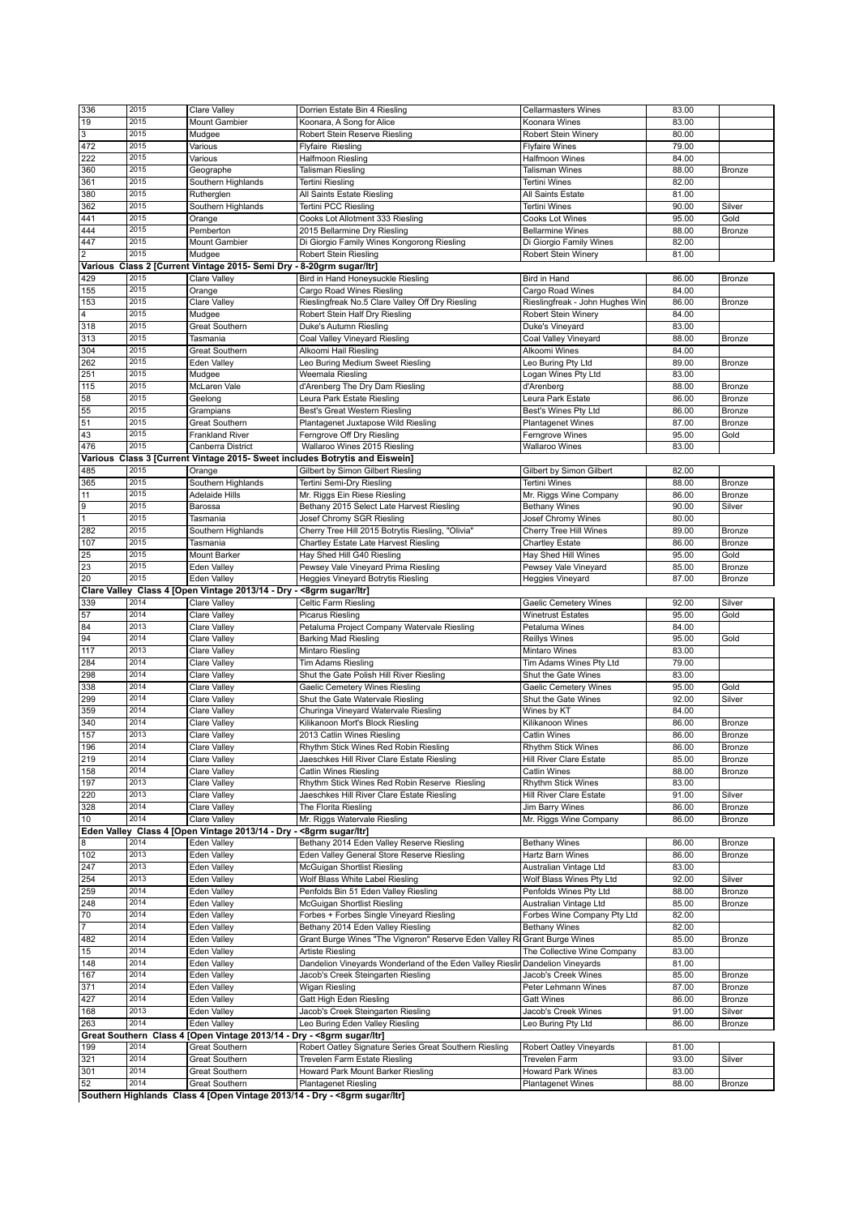| | | | | | | |
|---|---|---|---|---|---|---|
| 336 | 2015 | Clare Valley | Dorrien Estate Bin 4 Riesling | Cellarmasters Wines | 83.00 | |
| 19 | 2015 | Mount Gambier | Koonara, A Song for Alice | Koonara Wines | 83.00 | |
| 3 | 2015 | Mudgee | Robert Stein Reserve Riesling | Robert Stein Winery | 80.00 | |
| 472 | 2015 | Various | Flyfaire Riesling | Flyfaire Wines | 79.00 | |
| 222 | 2015 | Various | Halfmoon Riesling | Halfmoon Wines | 84.00 | |
| 360 | 2015 | Geographe | Talisman Riesling | Talisman Wines | 88.00 | Bronze |
| 361 | 2015 | Southern Highlands | Tertini Riesling | Tertini Wines | 82.00 | |
| 380 | 2015 | Rutherglen | All Saints Estate Riesling | All Saints Estate | 81.00 | |
| 362 | 2015 | Southern Highlands | Tertini PCC Riesling | Tertini Wines | 90.00 | Silver |
| 441 | 2015 | Orange | Cooks Lot Allotment 333 Riesling | Cooks Lot Wines | 95.00 | Gold |
| 444 | 2015 | Pemberton | 2015 Bellarmine Dry Riesling | Bellarmine Wines | 88.00 | Bronze |
| 447 | 2015 | Mount Gambier | Di Giorgio Family Wines Kongorong Riesling | Di Giorgio Family Wines | 82.00 | |
| 2 | 2015 | Mudgee | Robert Stein Riesling | Robert Stein Winery | 81.00 | |
| **Various Class 2 [Current Vintage 2015- Semi Dry - 8-20grm sugar/ltr]** | | | | | | |
| 429 | 2015 | Clare Valley | Bird in Hand Honeysuckle Riesling | Bird in Hand | 86.00 | Bronze |
| 155 | 2015 | Orange | Cargo Road Wines Riesling | Cargo Road Wines | 84.00 | |
| 153 | 2015 | Clare Valley | Rieslingfreak No.5 Clare Valley Off Dry Riesling | Rieslingfreak - John Hughes Win | 86.00 | Bronze |
| 4 | 2015 | Mudgee | Robert Stein Half Dry Riesling | Robert Stein Winery | 84.00 | |
| 318 | 2015 | Great Southern | Duke's Autumn Riesling | Duke's Vineyard | 83.00 | |
| 313 | 2015 | Tasmania | Coal Valley Vineyard Riesling | Coal Valley Vineyard | 88.00 | Bronze |
| 304 | 2015 | Great Southern | Alkoomi Hail Riesling | Alkoomi Wines | 84.00 | |
| 262 | 2015 | Eden Valley | Leo Buring Medium Sweet Riesling | Leo Buring Pty Ltd | 89.00 | Bronze |
| 251 | 2015 | Mudgee | Weemala Riesling | Logan Wines Pty Ltd | 83.00 | |
| 115 | 2015 | McLaren Vale | d'Arenberg The Dry Dam Riesling | d'Arenberg | 88.00 | Bronze |
| 58 | 2015 | Geelong | Leura Park Estate Riesling | Leura Park Estate | 86.00 | Bronze |
| 55 | 2015 | Grampians | Best's Great Western Riesling | Best's Wines Pty Ltd | 86.00 | Bronze |
| 51 | 2015 | Great Southern | Plantagenet Juxtapose Wild Riesling | Plantagenet Wines | 87.00 | Bronze |
| 43 | 2015 | Frankland River | Ferngrove Off Dry Riesling | Ferngrove Wines | 95.00 | Gold |
| 476 | 2015 | Canberra District | Wallaroo Wines 2015 Riesling | Wallaroo Wines | 83.00 | |
| **Various Class 3 [Current Vintage 2015- Sweet includes Botrytis and Eiswein]** | | | | | | |
| 485 | 2015 | Orange | Gilbert by Simon Gilbert Riesling | Gilbert by Simon Gilbert | 82.00 | |
| 365 | 2015 | Southern Highlands | Tertini Semi-Dry Riesling | Tertini Wines | 88.00 | Bronze |
| 11 | 2015 | Adelaide Hills | Mr. Riggs Ein Riese Riesling | Mr. Riggs Wine Company | 86.00 | Bronze |
| 9 | 2015 | Barossa | Bethany 2015 Select Late Harvest Riesling | Bethany Wines | 90.00 | Silver |
| 1 | 2015 | Tasmania | Josef Chromy SGR Riesling | Josef Chromy Wines | 80.00 | |
| 282 | 2015 | Southern Highlands | Cherry Tree Hill 2015 Botrytis Riesling, "Olivia" | Cherry Tree Hill Wines | 89.00 | Bronze |
| 107 | 2015 | Tasmania | Chartley Estate Late Harvest Riesling | Chartley Estate | 86.00 | Bronze |
| 25 | 2015 | Mount Barker | Hay Shed Hill G40 Riesling | Hay Shed Hill Wines | 95.00 | Gold |
| 23 | 2015 | Eden Valley | Pewsey Vale Vineyard Prima Riesling | Pewsey Vale Vineyard | 85.00 | Bronze |
| 20 | 2015 | Eden Valley | Heggies Vineyard Botrytis Riesling | Heggies Vineyard | 87.00 | Bronze |
| **Clare Valley Class 4 [Open Vintage 2013/14 - Dry - <8grm sugar/ltr]** | | | | | | |
| 339 | 2014 | Clare Valley | Celtic Farm Riesling | Gaelic Cemetery Wines | 92.00 | Silver |
| 57 | 2014 | Clare Valley | Picarus Riesling | Winetrust Estates | 95.00 | Gold |
| 84 | 2013 | Clare Valley | Petaluma Project Company Watervale Riesling | Petaluma Wines | 84.00 | |
| 94 | 2014 | Clare Valley | Barking Mad Riesling | Reillys Wines | 95.00 | Gold |
| 117 | 2013 | Clare Valley | Mintaro Riesling | Mintaro Wines | 83.00 | |
| 284 | 2014 | Clare Valley | Tim Adams Riesling | Tim Adams Wines Pty Ltd | 79.00 | |
| 298 | 2014 | Clare Valley | Shut the Gate Polish Hill River Riesling | Shut the Gate Wines | 83.00 | |
| 338 | 2014 | Clare Valley | Gaelic Cemetery Wines Riesling | Gaelic Cemetery Wines | 95.00 | Gold |
| 299 | 2014 | Clare Valley | Shut the Gate Watervale Riesling | Shut the Gate Wines | 92.00 | Silver |
| 359 | 2014 | Clare Valley | Churinga Vineyard Watervale Riesling | Wines by KT | 84.00 | |
| 340 | 2014 | Clare Valley | Kilikanoon Mort's Block Riesling | Kilikanoon Wines | 86.00 | Bronze |
| 157 | 2013 | Clare Valley | 2013 Catlin Wines Riesling | Catlin Wines | 86.00 | Bronze |
| 196 | 2014 | Clare Valley | Rhythm Stick Wines Red Robin Riesling | Rhythm Stick Wines | 86.00 | Bronze |
| 219 | 2014 | Clare Valley | Jaeschkes Hill River Clare Estate Riesling | Hill River Clare Estate | 85.00 | Bronze |
| 158 | 2014 | Clare Valley | Catlin Wines Riesling | Catlin Wines | 88.00 | Bronze |
| 197 | 2013 | Clare Valley | Rhythm Stick Wines Red Robin Reserve Riesling | Rhythm Stick Wines | 83.00 | |
| 220 | 2013 | Clare Valley | Jaeschkes Hill River Clare Estate Riesling | Hill River Clare Estate | 91.00 | Silver |
| 328 | 2014 | Clare Valley | The Florita Riesling | Jim Barry Wines | 86.00 | Bronze |
| 10 | 2014 | Clare Valley | Mr. Riggs Watervale Riesling | Mr. Riggs Wine Company | 86.00 | Bronze |
| **Eden Valley Class 4 [Open Vintage 2013/14 - Dry - <8grm sugar/ltr]** | | | | | | |
| 8 | 2014 | Eden Valley | Bethany 2014 Eden Valley Reserve Riesling | Bethany Wines | 86.00 | Bronze |
| 102 | 2013 | Eden Valley | Eden Valley General Store Reserve Riesling | Hartz Barn Wines | 86.00 | Bronze |
| 247 | 2013 | Eden Valley | McGuigan Shortlist Riesling | Australian Vintage Ltd | 83.00 | |
| 254 | 2013 | Eden Valley | Wolf Blass White Label Riesling | Wolf Blass Wines Pty Ltd | 92.00 | Silver |
| 259 | 2014 | Eden Valley | Penfolds Bin 51 Eden Valley Riesling | Penfolds Wines Pty Ltd | 88.00 | Bronze |
| 248 | 2014 | Eden Valley | McGuigan Shortlist Riesling | Australian Vintage Ltd | 85.00 | Bronze |
| 70 | 2014 | Eden Valley | Forbes + Forbes Single Vineyard Riesling | Forbes Wine Company Pty Ltd | 82.00 | |
| 7 | 2014 | Eden Valley | Bethany 2014 Eden Valley Riesling | Bethany Wines | 82.00 | |
| 482 | 2014 | Eden Valley | Grant Burge Wines "The Vigneron" Reserve Eden Valley Ri | Grant Burge Wines | 85.00 | Bronze |
| 15 | 2014 | Eden Valley | Artiste Riesling | The Collective Wine Company | 83.00 | |
| 148 | 2014 | Eden Valley | Dandelion Vineyards Wonderland of the Eden Valley Rieslir | Dandelion Vineyards | 81.00 | |
| 167 | 2014 | Eden Valley | Jacob's Creek Steingarten Riesling | Jacob's Creek Wines | 85.00 | Bronze |
| 371 | 2014 | Eden Valley | Wigan Riesling | Peter Lehmann Wines | 87.00 | Bronze |
| 427 | 2014 | Eden Valley | Gatt High Eden Riesling | Gatt Wines | 86.00 | Bronze |
| 168 | 2013 | Eden Valley | Jacob's Creek Steingarten Riesling | Jacob's Creek Wines | 91.00 | Silver |
| 263 | 2014 | Eden Valley | Leo Buring Eden Valley Riesling | Leo Buring Pty Ltd | 86.00 | Bronze |
| **Great Southern Class 4 [Open Vintage 2013/14 - Dry - <8grm sugar/ltr]** | | | | | | |
| 199 | 2014 | Great Southern | Robert Oatley Signature Series Great Southern Riesling | Robert Oatley Vineyards | 81.00 | |
| 321 | 2014 | Great Southern | Trevelen Farm Estate Riesling | Trevelen Farm | 93.00 | Silver |
| 301 | 2014 | Great Southern | Howard Park Mount Barker Riesling | Howard Park Wines | 83.00 | |
| 52 | 2014 | Great Southern | Plantagenet Riesling | Plantagenet Wines | 88.00 | Bronze |
| **Southern Highlands Class 4 [Open Vintage 2013/14 - Dry - <8grm sugar/ltr]** | | | | | | |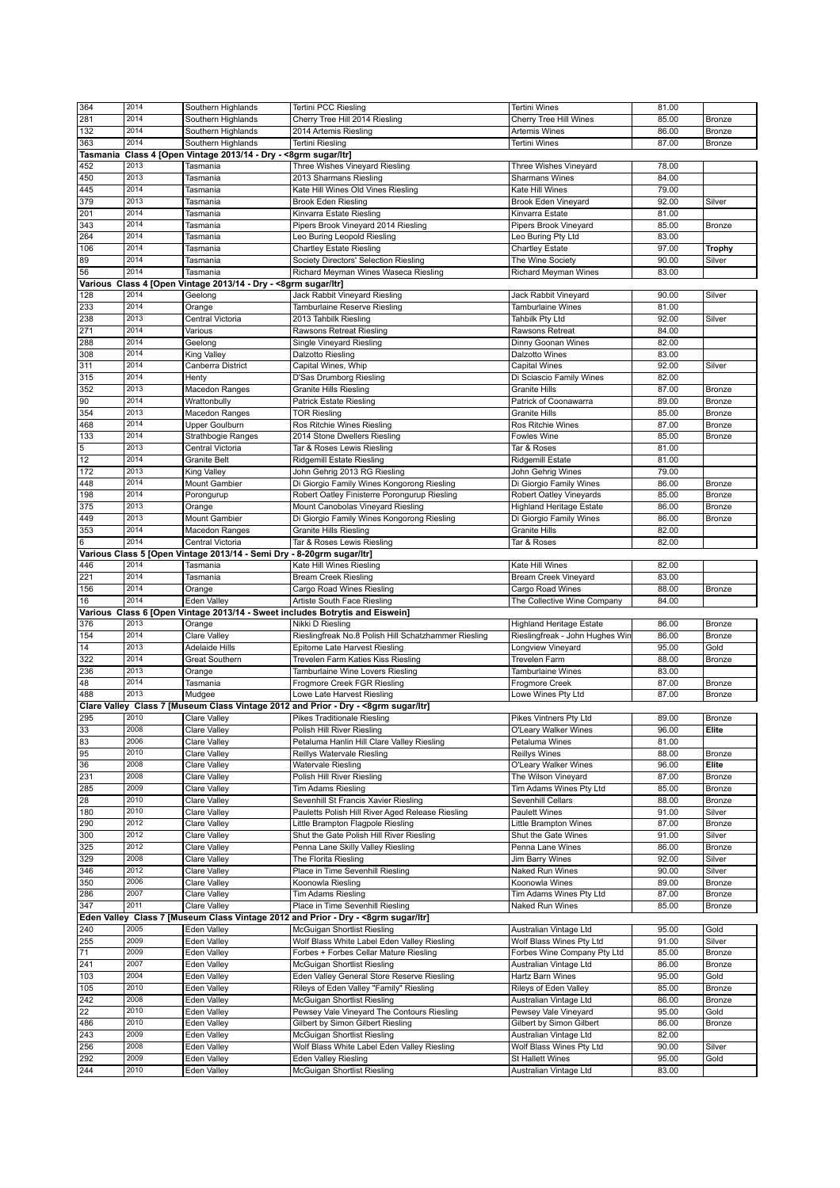| | | | | | | |
|---|---|---|---|---|---|---|
| 364 | 2014 | Southern Highlands | Tertini PCC Riesling | Tertini Wines | 81.00 | |
| 281 | 2014 | Southern Highlands | Cherry Tree Hill 2014 Riesling | Cherry Tree Hill Wines | 85.00 | Bronze |
| 132 | 2014 | Southern Highlands | 2014 Artemis Riesling | Artemis Wines | 86.00 | Bronze |
| 363 | 2014 | Southern Highlands | Tertini Riesling | Tertini Wines | 87.00 | Bronze |
| **Tasmania Class 4 [Open Vintage 2013/14 - Dry - <8grm sugar/ltr]** | | | | | | |
| 452 | 2013 | Tasmania | Three Wishes Vineyard Riesling | Three Wishes Vineyard | 78.00 | |
| 450 | 2013 | Tasmania | 2013 Sharmans Riesling | Sharmans Wines | 84.00 | |
| 445 | 2014 | Tasmania | Kate Hill Wines Old Vines Riesling | Kate Hill Wines | 79.00 | |
| 379 | 2013 | Tasmania | Brook Eden Riesling | Brook Eden Vineyard | 92.00 | Silver |
| 201 | 2014 | Tasmania | Kinvarra Estate Riesling | Kinvarra Estate | 81.00 | |
| 343 | 2014 | Tasmania | Pipers Brook Vineyard 2014 Riesling | Pipers Brook Vineyard | 85.00 | Bronze |
| 264 | 2014 | Tasmania | Leo Buring Leopold Riesling | Leo Buring Pty Ltd | 83.00 | |
| 106 | 2014 | Tasmania | Chartley Estate Riesling | Chartley Estate | 97.00 | **Trophy** |
| 89 | 2014 | Tasmania | Society Directors' Selection Riesling | The Wine Society | 90.00 | Silver |
| 56 | 2014 | Tasmania | Richard Meyman Wines Waseca Riesling | Richard Meyman Wines | 83.00 | |
| **Various Class 4 [Open Vintage 2013/14 - Dry - <8grm sugar/ltr]** | | | | | | |
| 128 | 2014 | Geelong | Jack Rabbit Vineyard Riesling | Jack Rabbit Vineyard | 90.00 | Silver |
| 233 | 2014 | Orange | Tamburlaine Reserve Riesling | Tamburlaine Wines | 81.00 | |
| 238 | 2013 | Central Victoria | 2013 Tahbilk Riesling | Tahbilk Pty Ltd | 92.00 | Silver |
| 271 | 2014 | Various | Rawsons Retreat Riesling | Rawsons Retreat | 84.00 | |
| 288 | 2014 | Geelong | Single Vineyard Riesling | Dinny Goonan Wines | 82.00 | |
| 308 | 2014 | King Valley | Dalzotto Riesling | Dalzotto Wines | 83.00 | |
| 311 | 2014 | Canberra District | Capital Wines, Whip | Capital Wines | 92.00 | Silver |
| 315 | 2014 | Henty | D'Sas Drumborg Riesling | Di Sciascio Family Wines | 82.00 | |
| 352 | 2013 | Macedon Ranges | Granite Hills Riesling | Granite Hills | 87.00 | Bronze |
| 90 | 2014 | Wrattonbully | Patrick Estate Riesling | Patrick of Coonawarra | 89.00 | Bronze |
| 354 | 2013 | Macedon Ranges | TOR Riesling | Granite Hills | 85.00 | Bronze |
| 468 | 2014 | Upper Goulburn | Ros Ritchie Wines Riesling | Ros Ritchie Wines | 87.00 | Bronze |
| 133 | 2014 | Strathbogie Ranges | 2014 Stone Dwellers Riesling | Fowles Wine | 85.00 | Bronze |
| 5 | 2013 | Central Victoria | Tar & Roses Lewis Riesling | Tar & Roses | 81.00 | |
| 12 | 2014 | Granite Belt | Ridgemill Estate Riesling | Ridgemill Estate | 81.00 | |
| 172 | 2013 | King Valley | John Gehrig 2013 RG Riesling | John Gehrig Wines | 79.00 | |
| 448 | 2014 | Mount Gambier | Di Giorgio Family Wines Kongorong Riesling | Di Giorgio Family Wines | 86.00 | Bronze |
| 198 | 2014 | Porongurup | Robert Oatley Finisterre Porongurup Riesling | Robert Oatley Vineyards | 85.00 | Bronze |
| 375 | 2013 | Orange | Mount Canobolas Vineyard Riesling | Highland Heritage Estate | 86.00 | Bronze |
| 449 | 2013 | Mount Gambier | Di Giorgio Family Wines Kongorong Riesling | Di Giorgio Family Wines | 86.00 | Bronze |
| 353 | 2014 | Macedon Ranges | Granite Hills Riesling | Granite Hills | 82.00 | |
| 6 | 2014 | Central Victoria | Tar & Roses Lewis Riesling | Tar & Roses | 82.00 | |
| **Various Class 5 [Open Vintage 2013/14 - Semi Dry - 8-20grm sugar/ltr]** | | | | | | |
| 446 | 2014 | Tasmania | Kate Hill Wines Riesling | Kate Hill Wines | 82.00 | |
| 221 | 2014 | Tasmania | Bream Creek Riesling | Bream Creek Vineyard | 83.00 | |
| 156 | 2014 | Orange | Cargo Road Wines Riesling | Cargo Road Wines | 88.00 | Bronze |
| 16 | 2014 | Eden Valley | Artiste South Face Riesling | The Collective Wine Company | 84.00 | |
| **Various Class 6 [Open Vintage 2013/14 - Sweet includes Botrytis and Eiswein]** | | | | | | |
| 376 | 2013 | Orange | Nikki D Riesling | Highland Heritage Estate | 86.00 | Bronze |
| 154 | 2014 | Clare Valley | Rieslingfreak No.8 Polish Hill Schatzhammer Riesling | Rieslingfreak - John Hughes Win | 86.00 | Bronze |
| 14 | 2013 | Adelaide Hills | Epitome Late Harvest Riesling | Longview Vineyard | 95.00 | Gold |
| 322 | 2014 | Great Southern | Trevelen Farm Katies Kiss Riesling | Trevelen Farm | 88.00 | Bronze |
| 236 | 2013 | Orange | Tamburlaine Wine Lovers Riesling | Tamburlaine Wines | 83.00 | |
| 48 | 2014 | Tasmania | Frogmore Creek FGR Riesling | Frogmore Creek | 87.00 | Bronze |
| 488 | 2013 | Mudgee | Lowe Late Harvest Riesling | Lowe Wines Pty Ltd | 87.00 | Bronze |
| **Clare Valley Class 7 [Museum Class Vintage 2012 and Prior - Dry - <8grm sugar/ltr]** | | | | | | |
| 295 | 2010 | Clare Valley | Pikes Traditionale Riesling | Pikes Vintners Pty Ltd | 89.00 | Bronze |
| 33 | 2008 | Clare Valley | Polish Hill River Riesling | O'Leary Walker Wines | 96.00 | **Elite** |
| 83 | 2006 | Clare Valley | Petaluma Hanlin Hill Clare Valley Riesling | Petaluma Wines | 81.00 | |
| 95 | 2010 | Clare Valley | Reillys Watervale Riesling | Reillys Wines | 88.00 | Bronze |
| 36 | 2008 | Clare Valley | Watervale Riesling | O'Leary Walker Wines | 96.00 | **Elite** |
| 231 | 2008 | Clare Valley | Polish Hill River Riesling | The Wilson Vineyard | 87.00 | Bronze |
| 285 | 2009 | Clare Valley | Tim Adams Riesling | Tim Adams Wines Pty Ltd | 85.00 | Bronze |
| 28 | 2010 | Clare Valley | Sevenhill St Francis Xavier Riesling | Sevenhill Cellars | 88.00 | Bronze |
| 180 | 2010 | Clare Valley | Pauletts Polish Hill River Aged Release Riesling | Paulett Wines | 91.00 | Silver |
| 290 | 2012 | Clare Valley | Little Brampton Flagpole Riesling | Little Brampton Wines | 87.00 | Bronze |
| 300 | 2012 | Clare Valley | Shut the Gate Polish Hill River Riesling | Shut the Gate Wines | 91.00 | Silver |
| 325 | 2012 | Clare Valley | Penna Lane Skilly Valley Riesling | Penna Lane Wines | 86.00 | Bronze |
| 329 | 2008 | Clare Valley | The Florita Riesling | Jim Barry Wines | 92.00 | Silver |
| 346 | 2012 | Clare Valley | Place in Time Sevenhill Riesling | Naked Run Wines | 90.00 | Silver |
| 350 | 2006 | Clare Valley | Koonowla Riesling | Koonowla Wines | 89.00 | Bronze |
| 286 | 2007 | Clare Valley | Tim Adams Riesling | Tim Adams Wines Pty Ltd | 87.00 | Bronze |
| 347 | 2011 | Clare Valley | Place in Time Sevenhill Riesling | Naked Run Wines | 85.00 | Bronze |
| **Eden Valley Class 7 [Museum Class Vintage 2012 and Prior - Dry - <8grm sugar/ltr]** | | | | | | |
| 240 | 2005 | Eden Valley | McGuigan Shortlist Riesling | Australian Vintage Ltd | 95.00 | Gold |
| 255 | 2009 | Eden Valley | Wolf Blass White Label Eden Valley Riesling | Wolf Blass Wines Pty Ltd | 91.00 | Silver |
| 71 | 2009 | Eden Valley | Forbes + Forbes Cellar Mature Riesling | Forbes Wine Company Pty Ltd | 85.00 | Bronze |
| 241 | 2007 | Eden Valley | McGuigan Shortlist Riesling | Australian Vintage Ltd | 86.00 | Bronze |
| 103 | 2004 | Eden Valley | Eden Valley General Store Reserve Riesling | Hartz Barn Wines | 95.00 | Gold |
| 105 | 2010 | Eden Valley | Rileys of Eden Valley "Family" Riesling | Rileys of Eden Valley | 85.00 | Bronze |
| 242 | 2008 | Eden Valley | McGuigan Shortlist Riesling | Australian Vintage Ltd | 86.00 | Bronze |
| 22 | 2010 | Eden Valley | Pewsey Vale Vineyard The Contours Riesling | Pewsey Vale Vineyard | 95.00 | Gold |
| 486 | 2010 | Eden Valley | Gilbert by Simon Gilbert Riesling | Gilbert by Simon Gilbert | 86.00 | Bronze |
| 243 | 2009 | Eden Valley | McGuigan Shortlist Riesling | Australian Vintage Ltd | 82.00 | |
| 256 | 2008 | Eden Valley | Wolf Blass White Label Eden Valley Riesling | Wolf Blass Wines Pty Ltd | 90.00 | Silver |
| 292 | 2009 | Eden Valley | Eden Valley Riesling | St Hallett Wines | 95.00 | Gold |
| 244 | 2010 | Eden Valley | McGuigan Shortlist Riesling | Australian Vintage Ltd | 83.00 | |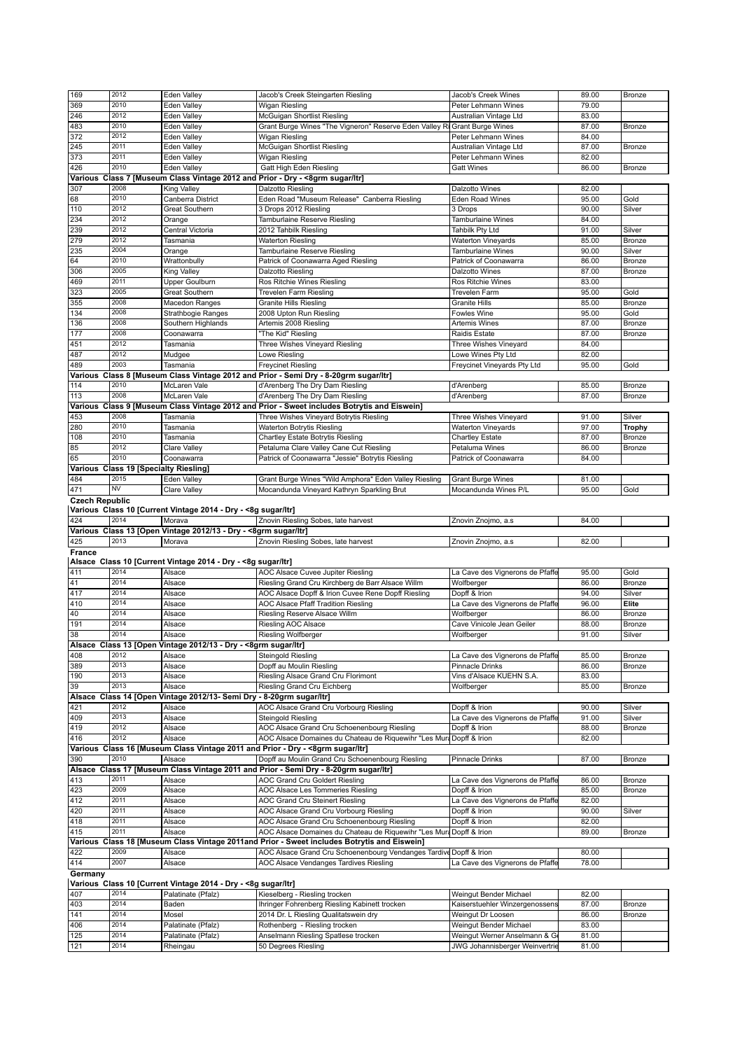| | | | | | | |
|---|---|---|---|---|---|---|
| 169 | 2012 | Eden Valley | Jacob's Creek Steingarten Riesling | Jacob's Creek Wines | 89.00 | Bronze |
| 369 | 2010 | Eden Valley | Wigan Riesling | Peter Lehmann Wines | 79.00 | |
| 246 | 2012 | Eden Valley | McGuigan Shortlist Riesling | Australian Vintage Ltd | 83.00 | |
| 483 | 2010 | Eden Valley | Grant Burge Wines "The Vigneron" Reserve Eden Valley Ri | Grant Burge Wines | 87.00 | Bronze |
| 372 | 2012 | Eden Valley | Wigan Riesling | Peter Lehmann Wines | 84.00 | |
| 245 | 2011 | Eden Valley | McGuigan Shortlist Riesling | Australian Vintage Ltd | 87.00 | Bronze |
| 373 | 2011 | Eden Valley | Wigan Riesling | Peter Lehmann Wines | 82.00 | |
| 426 | 2010 | Eden Valley | Gatt High Eden Riesling | Gatt Wines | 86.00 | Bronze |
| **Various Class 7 [Museum Class Vintage 2012 and Prior - Dry - <8grm sugar/ltr]** | | | | | | |
| 307 | 2008 | King Valley | Dalzotto Riesling | Dalzotto Wines | 82.00 | |
| 68 | 2010 | Canberra District | Eden Road "Museum Release" Canberra Riesling | Eden Road Wines | 95.00 | Gold |
| 110 | 2012 | Great Southern | 3 Drops 2012 Riesling | 3 Drops | 90.00 | Silver |
| 234 | 2012 | Orange | Tamburlaine Reserve Riesling | Tamburlaine Wines | 84.00 | |
| 239 | 2012 | Central Victoria | 2012 Tahbilk Riesling | Tahbilk Pty Ltd | 91.00 | Silver |
| 279 | 2012 | Tasmania | Waterton Riesling | Waterton Vineyards | 85.00 | Bronze |
| 235 | 2004 | Orange | Tamburlaine Reserve Riesling | Tamburlaine Wines | 90.00 | Silver |
| 64 | 2010 | Wrattonbully | Patrick of Coonawarra Aged Riesling | Patrick of Coonawarra | 86.00 | Bronze |
| 306 | 2005 | King Valley | Dalzotto Riesling | Dalzotto Wines | 87.00 | Bronze |
| 469 | 2011 | Upper Goulburn | Ros Ritchie Wines Riesling | Ros Ritchie Wines | 83.00 | |
| 323 | 2005 | Great Southern | Trevelen Farm Riesling | Trevelen Farm | 95.00 | Gold |
| 355 | 2008 | Macedon Ranges | Granite Hills Riesling | Granite Hills | 85.00 | Bronze |
| 134 | 2008 | Strathbogie Ranges | 2008 Upton Run Riesling | Fowles Wine | 95.00 | Gold |
| 136 | 2008 | Southern Highlands | Artemis 2008 Riesling | Artemis Wines | 87.00 | Bronze |
| 177 | 2008 | Coonawarra | "The Kid" Riesling | Raidis Estate | 87.00 | Bronze |
| 451 | 2012 | Tasmania | Three Wishes Vineyard Riesling | Three Wishes Vineyard | 84.00 | |
| 487 | 2012 | Mudgee | Lowe Riesling | Lowe Wines Pty Ltd | 82.00 | |
| 489 | 2003 | Tasmania | Freycinet Riesling | Freycinet Vineyards Pty Ltd | 95.00 | Gold |
| **Various Class 8 [Museum Class Vintage 2012 and Prior - Semi Dry - 8-20grm sugar/ltr]** | | | | | | |
| 114 | 2010 | McLaren Vale | d'Arenberg The Dry Dam Riesling | d'Arenberg | 85.00 | Bronze |
| 113 | 2008 | McLaren Vale | d'Arenberg The Dry Dam Riesling | d'Arenberg | 87.00 | Bronze |
| **Various Class 9 [Museum Class Vintage 2012 and Prior - Sweet includes Botrytis and Eiswein]** | | | | | | |
| 453 | 2008 | Tasmania | Three Wishes Vineyard Botrytis Riesling | Three Wishes Vineyard | 91.00 | Silver |
| 280 | 2010 | Tasmania | Waterton Botrytis Riesling | Waterton Vineyards | 97.00 | **Trophy** |
| 108 | 2010 | Tasmania | Chartley Estate Botrytis Riesling | Chartley Estate | 87.00 | Bronze |
| 85 | 2012 | Clare Valley | Petaluma Clare Valley Cane Cut Riesling | Petaluma Wines | 86.00 | Bronze |
| 65 | 2010 | Coonawarra | Patrick of Coonawarra "Jessie" Botrytis Riesling | Patrick of Coonawarra | 84.00 | |
| **Various Class 19 [Specialty Riesling]** | | | | | | |
| 484 | 2015 | Eden Valley | Grant Burge Wines "Wild Amphora" Eden Valley Riesling | Grant Burge Wines | 81.00 | |
| 471 | NV | Clare Valley | Mocandunda Vineyard Kathryn Sparkling Brut | Mocandunda Wines P/L | 95.00 | Gold |
| **Czech Republic** | | | | | | |
| **Various Class 10 [Current Vintage 2014 - Dry - <8g sugar/ltr]** | | | | | | |
| 424 | 2014 | Morava | Znovin Riesling Sobes, late harvest | Znovin Znojmo, a.s | 84.00 | |
| **Various Class 13 [Open Vintage 2012/13 - Dry - <8grm sugar/ltr]** | | | | | | |
| 425 | 2013 | Morava | Znovin Riesling Sobes, late harvest | Znovin Znojmo, a.s | 82.00 | |
| **France** | | | | | | |
| **Alsace Class 10 [Current Vintage 2014 - Dry - <8g sugar/ltr]** | | | | | | |
| 411 | 2014 | Alsace | AOC Alsace Cuvee Jupiter Riesling | La Cave des Vignerons de Pfaffe | 95.00 | Gold |
| 41 | 2014 | Alsace | Riesling Grand Cru Kirchberg de Barr Alsace Willm | Wolfberger | 86.00 | Bronze |
| 417 | 2014 | Alsace | AOC Alsace Dopff & Irion Cuvee Rene Dopff Riesling | Dopff & Irion | 94.00 | Silver |
| 410 | 2014 | Alsace | AOC Alsace Pfaff Tradition Riesling | La Cave des Vignerons de Pfaffe | 96.00 | **Elite** |
| 40 | 2014 | Alsace | Riesling Reserve Alsace Willm | Wolfberger | 86.00 | Bronze |
| 191 | 2014 | Alsace | Riesling AOC Alsace | Cave Vinicole Jean Geiler | 88.00 | Bronze |
| 38 | 2014 | Alsace | Riesling Wolfberger | Wolfberger | 91.00 | Silver |
| **Alsace Class 13 [Open Vintage 2012/13 - Dry - <8grm sugar/ltr]** | | | | | | |
| 408 | 2012 | Alsace | Steingold Riesling | La Cave des Vignerons de Pfaffe | 85.00 | Bronze |
| 389 | 2013 | Alsace | Dopff au Moulin Riesling | Pinnacle Drinks | 86.00 | Bronze |
| 190 | 2013 | Alsace | Riesling Alsace Grand Cru Florimont | Vins d'Alsace KUEHN S.A. | 83.00 | |
| 39 | 2013 | Alsace | Riesling Grand Cru Eichberg | Wolfberger | 85.00 | Bronze |
| **Alsace Class 14 [Open Vintage 2012/13- Semi Dry - 8-20grm sugar/ltr]** | | | | | | |
| 421 | 2012 | Alsace | AOC Alsace Grand Cru Vorbourg Riesling | Dopff & Irion | 90.00 | Silver |
| 409 | 2013 | Alsace | Steingold Riesling | La Cave des Vignerons de Pfaffe | 91.00 | Silver |
| 419 | 2012 | Alsace | AOC Alsace Grand Cru Schoenenbourg Riesling | Dopff & Irion | 88.00 | Bronze |
| 416 | 2012 | Alsace | AOC Alsace Domaines du Chateau de Riquewihr "Les Mura | Dopff & Irion | 82.00 | |
| **Various Class 16 [Museum Class Vintage 2011 and Prior - Dry - <8grm sugar/ltr]** | | | | | | |
| 390 | 2010 | Alsace | Dopff au Moulin Grand Cru Schoenenbourg Riesling | Pinnacle Drinks | 87.00 | Bronze |
| **Alsace Class 17 [Museum Class Vintage 2011 and Prior - Semi Dry - 8-20grm sugar/ltr]** | | | | | | |
| 413 | 2011 | Alsace | AOC Grand Cru Goldert Riesling | La Cave des Vignerons de Pfaffe | 86.00 | Bronze |
| 423 | 2009 | Alsace | AOC Alsace Les Tommeries Riesling | Dopff & Irion | 85.00 | Bronze |
| 412 | 2011 | Alsace | AOC Grand Cru Steinert Riesling | La Cave des Vignerons de Pfaffe | 82.00 | |
| 420 | 2011 | Alsace | AOC Alsace Grand Cru Vorbourg Riesling | Dopff & Irion | 90.00 | Silver |
| 418 | 2011 | Alsace | AOC Alsace Grand Cru Schoenenbourg Riesling | Dopff & Irion | 82.00 | |
| 415 | 2011 | Alsace | AOC Alsace Domaines du Chateau de Riquewihr "Les Mura | Dopff & Irion | 89.00 | Bronze |
| **Various Class 18 [Museum Class Vintage 2011and Prior - Sweet includes Botrytis and Eiswein]** | | | | | | |
| 422 | 2009 | Alsace | AOC Alsace Grand Cru Schoenenbourg Vendanges Tardive | Dopff & Irion | 80.00 | |
| 414 | 2007 | Alsace | AOC Alsace Vendanges Tardives Riesling | La Cave des Vignerons de Pfaffe | 78.00 | |
| **Germany** | | | | | | |
| **Various Class 10 [Current Vintage 2014 - Dry - <8g sugar/ltr]** | | | | | | |
| 407 | 2014 | Palatinate (Pfalz) | Kieselberg - Riesling trocken | Weingut Bender Michael | 82.00 | |
| 403 | 2014 | Baden | Ihringer Fohrenberg Riesling Kabinett trocken | Kaiserstuehler Winzergenossens | 87.00 | Bronze |
| 141 | 2014 | Mosel | 2014 Dr. L Riesling Qualitatswein dry | Weingut Dr Loosen | 86.00 | Bronze |
| 406 | 2014 | Palatinate (Pfalz) | Rothenberg - Riesling trocken | Weingut Bender Michael | 83.00 | |
| 125 | 2014 | Palatinate (Pfalz) | Anselmann Riesling Spatlese trocken | Weingut Werner Anselmann & G | 81.00 | |
| 121 | 2014 | Rheingau | 50 Degrees Riesling | JWG Johannisberger Weinvertrie | 81.00 | |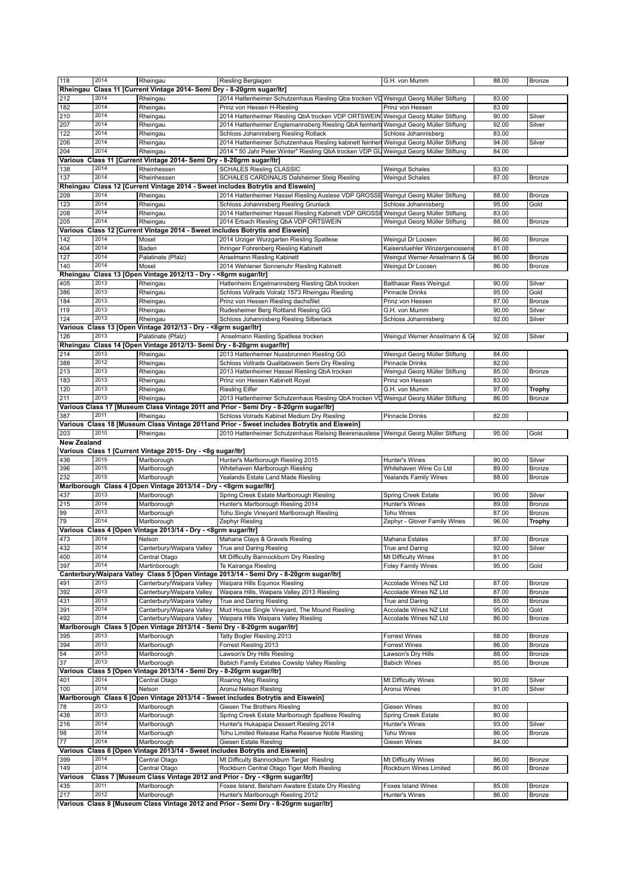| 118 | 2014 | Rheingau | Riesling Berglagen | G.H. von Mumm | 88.00 | Bronze |
|---|---|---|---|---|---|---|
| **Rheingau Class 11 [Current Vintage 2014- Semi Dry - 8-20grm sugar/ltr]** | | | | | | |
| 212 | 2014 | Rheingau | 2014 Hattenheimer Schutzenhaus Riesling Qba trocken VD | Weingut Georg Müller Stiftung | 83.00 | |
| 182 | 2014 | Rheingau | Prinz von Hessen H-Riesling | Prinz von Hessen | 83.00 | |
| 210 | 2014 | Rheingau | 2014 Hattenheimer Riesling QbA trocken VDP ORTSWEIN | Weingut Georg Müller Stiftung | 90.00 | Silver |
| 207 | 2014 | Rheingau | 2014 Hattenheimer Englemannsberg Riesling QbA feinherb | Weingut Georg Müller Stiftung | 92.00 | Silver |
| 122 | 2014 | Rheingau | Schloss Johannisberg Riesling Rotlack | Schloss Johannisberg | 83.00 | |
| 206 | 2014 | Rheingau | 2014 Hattenheimer Schutzenhaus Riesling kabinett feinher | Weingut Georg Müller Stiftung | 94.00 | Silver |
| 204 | 2014 | Rheingau | 2014 " 50 Jahr Peter Winter" Riesling QbA trocken VDP GU | Weingut Georg Müller Stiftung | 84.00 | |
| **Various Class 11 [Current Vintage 2014- Semi Dry - 8-20grm sugar/ltr]** | | | | | | |
| 138 | 2014 | Rheinhessen | SCHALES Riesling CLASSIC | Weingut Schales | 83.00 | |
| 137 | 2014 | Rheinhessen | SCHALES CARDINALIS Dalsheimer Steig Riesling | Weingut Schales | 87.00 | Bronze |
| **Rheingau Class 12 [Current Vintage 2014 - Sweet includes Botrytis and Eiswein]** | | | | | | |
| 209 | 2014 | Rheingau | 2014 Hattenheimer Hassel Riesling Auslese VDP GROSSE | Weingut Georg Müller Stiftung | 88.00 | Bronze |
| 123 | 2014 | Rheingau | Schloss Johannisberg Riesling Grunlack | Schloss Johannisberg | 95.00 | Gold |
| 208 | 2014 | Rheingau | 2014 Hattenheimer Hassel Riesling Kabinett VDP GROSSE | Weingut Georg Müller Stiftung | 83.00 | |
| 205 | 2014 | Rheingau | 2014 Erbach Riesling QbA VDP ORTSWEIN | Weingut Georg Müller Stiftung | 88.00 | Bronze |
| **Various Class 12 [Current Vintage 2014 - Sweet includes Botrytis and Eiswein]** | | | | | | |
| 142 | 2014 | Mosel | 2014 Urziger Wurzgarten Riesling Spatlese | Weingut Dr Loosen | 86.00 | Bronze |
| 404 | 2014 | Baden | Ihringer Fohrenberg Riesling Kabinett | Kaiserstuehler Winzergenossens | 81.00 | |
| 127 | 2014 | Palatinate (Pfalz) | Anselmann Riesling Kabinett | Weingut Werner Anselmann & G | 86.00 | Bronze |
| 140 | 2014 | Mosel | 2014 Wehlener Sonnenuhr Riesling Kabinett | Weingut Dr Loosen | 86.00 | Bronze |
| **Rheingau Class 13 [Open Vintage 2012/13 - Dry - <8grm sugar/ltr]** | | | | | | |
| 405 | 2013 | Rheingau | Hattenheim Engelmannsberg Riesling QbA trocken | Balthasar Ress Weingut | 90.00 | Silver |
| 386 | 2013 | Rheingau | Schloss Vollrads Volratz 1573 Rheingau Riesling | Pinnacle Drinks | 95.00 | Gold |
| 184 | 2013 | Rheingau | Prinz von Hessen Riesling dachsfilet | Prinz von Hessen | 87.00 | Bronze |
| 119 | 2013 | Rheingau | Rudesheimer Berg Rottland Riesling GG | G.H. von Mumm | 90.00 | Silver |
| 124 | 2013 | Rheingau | Schloss Johannisberg Riesling Silberlack | Schloss Johannisberg | 92.00 | Silver |
| **Various Class 13 [Open Vintage 2012/13 - Dry - <8grm sugar/ltr]** | | | | | | |
| 126 | 2013 | Palatinate (Pfalz) | Anselmann Riesling Spatlese trocken | Weingut Werner Anselmann & G | 92.00 | Silver |
| **Rheingau Class 14 [Open Vintage 2012/13- Semi Dry - 8-20grm sugar/ltr]** | | | | | | |
| 214 | 2013 | Rheingau | 2013 Hattenheimer Nussbrunnen Riesling GG | Weingut Georg Müller Stiftung | 84.00 | |
| 388 | 2012 | Rheingau | Schloss Vollrads Qualitatswein Semi Dry Riesling | Pinnacle Drinks | 82.00 | |
| 213 | 2013 | Rheingau | 2013 Hattenheimer Hassel Riesling QbA trocken | Weingut Georg Müller Stiftung | 85.00 | Bronze |
| 183 | 2013 | Rheingau | Prinz von Hessen Kabinett Royal | Prinz von Hessen | 83.00 | |
| 120 | 2013 | Rheingau | Riesling Eilfer | G.H. von Mumm | 97.00 | **Trophy** |
| 211 | 2013 | Rheingau | 2013 Hattenheimer Schutzenhaus Riesling QbA trocken VD | Weingut Georg Müller Stiftung | 86.00 | Bronze |
| **Various Class 17 [Museum Class Vintage 2011 and Prior - Semi Dry - 8-20grm sugar/ltr]** | | | | | | |
| 387 | 2011 | Rheingau | Schloss Volrads Kabinet Medium Dry Riesling | Pinnacle Drinks | 82.00 | |
| **Various Class 18 [Museum Class Vintage 2011and Prior - Sweet includes Botrytis and Eiswein]** | | | | | | |
| 203 | 2010 | Rheingau | 2010 Hattenheimer Schutzenhaus Rielsing Beerenauslese | Weingut Georg Müller Stiftung | 95.00 | Gold |
| **New Zealand** | | | | | | |
| **Various Class 1 [Current Vintage 2015- Dry - <8g sugar/ltr]** | | | | | | |
| 436 | 2015 | Marlborough | Hunter's Marlborough Riesling 2015 | Hunter's Wines | 90.00 | Silver |
| 396 | 2015 | Marlborough | Whitehaven Marlborough Riesling | Whitehaven Wine Co Ltd | 89.00 | Bronze |
| 232 | 2015 | Marlborough | Yealands Estate Land Made Riesling | Yealands Family Wines | 88.00 | Bronze |
| **Marlborough Class 4 [Open Vintage 2013/14 - Dry - <8grm sugar/ltr]** | | | | | | |
| 437 | 2013 | Marlborough | Spring Creek Estate Marlborough Riesling | Spring Creek Estate | 90.00 | Silver |
| 215 | 2014 | Marlborough | Hunter's Marlborough Riesling 2014 | Hunter's Wines | 89.00 | Bronze |
| 99 | 2013 | Marlborough | Tohu Single Vineyard Marlborough Riesling | Tohu Wines | 87.00 | Bronze |
| 79 | 2014 | Marlborough | Zephyr Riesling | Zephyr - Glover Family Wines | 96.00 | **Trophy** |
| **Various Class 4 [Open Vintage 2013/14 - Dry - <8grm sugar/ltr]** | | | | | | |
| 473 | 2014 | Nelson | Mahana Clays & Gravels Riesling | Mahana Estates | 87.00 | Bronze |
| 432 | 2014 | Canterbury/Waipara Valley | True and Daring Riesling | True and Daring | 92.00 | Silver |
| 400 | 2014 | Central Otago | Mt Difficulty Bannockburn Dry Riesling | Mt Difficulty Wines | 81.00 | |
| 397 | 2014 | Martinborough | Te Kairanga Riesling | Foley Family Wines | 95.00 | Gold |
| **Canterbury/Waipara Valley Class 5 [Open Vintage 2013/14 - Semi Dry - 8-20grm sugar/ltr]** | | | | | | |
| 491 | 2013 | Canterbury/Waipara Valley | Waipara Hills Equinox Riesling | Accolade Wines NZ Ltd | 87.00 | Bronze |
| 392 | 2013 | Canterbury/Waipara Valley | Waipara Hills, Waipara Valley 2013 Riesling | Accolade Wines NZ Ltd | 87.00 | Bronze |
| 431 | 2013 | Canterbury/Waipara Valley | True and Daring Riesling | True and Daring | 85.00 | Bronze |
| 391 | 2014 | Canterbury/Waipara Valley | Mud House Single Vineyard, The Mound Riesling | Accolade Wines NZ Ltd | 95.00 | Gold |
| 492 | 2014 | Canterbury/Waipara Valley | Waipara Hills Waipara Valley Riesling | Accolade Wines NZ Ltd | 86.00 | Bronze |
| **Marlborough Class 5 [Open Vintage 2013/14 - Semi Dry - 8-20grm sugar/ltr]** | | | | | | |
| 395 | 2013 | Marlborough | Tatty Bogler Riesling 2013 | Forrest Wines | 88.00 | Bronze |
| 394 | 2013 | Marlborough | Forrest Riesling 2013 | Forrest Wines | 86.00 | Bronze |
| 54 | 2013 | Marlborough | Lawson's Dry Hills Riesling | Lawson's Dry Hills | 88.00 | Bronze |
| 37 | 2013 | Marlborough | Babich Family Estates Cowslip Valley Riesling | Babich Wines | 85.00 | Bronze |
| **Various Class 5 [Open Vintage 2013/14 - Semi Dry - 8-20grm sugar/ltr]** | | | | | | |
| 401 | 2014 | Central Otago | Roaring Meg Riesling | Mt Difficulty Wines | 90.00 | Silver |
| 100 | 2014 | Nelson | Aronui Nelson Riesling | Aronui Wines | 91.00 | Silver |
| **Marlborough Class 6 [Open Vintage 2013/14 - Sweet includes Botrytis and Eiswein]** | | | | | | |
| 78 | 2013 | Marlborough | Giesen The Brothers Riesling | Giesen Wines | 80.00 | |
| 438 | 2013 | Marlborough | Spring Creek Estate Marlborough Spatlese Riesling | Spring Creek Estate | 80.00 | |
| 216 | 2014 | Marlborough | Hunter's Hukapapa Dessert Riesling 2014 | Hunter's Wines | 93.00 | Silver |
| 98 | 2014 | Marlborough | Tohu Limited Release Raiha Reserve Noble Riesling | Tohu Wines | 86.00 | Bronze |
| 77 | 2014 | Marlborough | Giesen Estate Riesling | Giesen Wines | 84.00 | |
| **Various Class 6 [Open Vintage 2013/14 - Sweet includes Botrytis and Eiswein]** | | | | | | |
| 399 | 2014 | Central Otago | Mt Difficulty Bannockburn Target Riesling | Mt Difficulty Wines | 86.00 | Bronze |
| 149 | 2014 | Central Otago | Rockburn Central Otago Tiger Moth Riesling | Rockburn Wines Limited | 86.00 | Bronze |
| **Various Class 7 [Museum Class Vintage 2012 and Prior - Dry - <8grm sugar/ltr]** | | | | | | |
| 435 | 2011 | Marlborough | Foxes Island, Belsham Awatere Estate Dry Riesling | Foxes Island Wines | 85.00 | Bronze |
| 217 | 2012 | Marlborough | Hunter's Marlborough Riesling 2012 | Hunter's Wines | 86.00 | Bronze |
| **Various Class 8 [Museum Class Vintage 2012 and Prior - Semi Dry - 8-20grm sugar/ltr]** | | | | | | |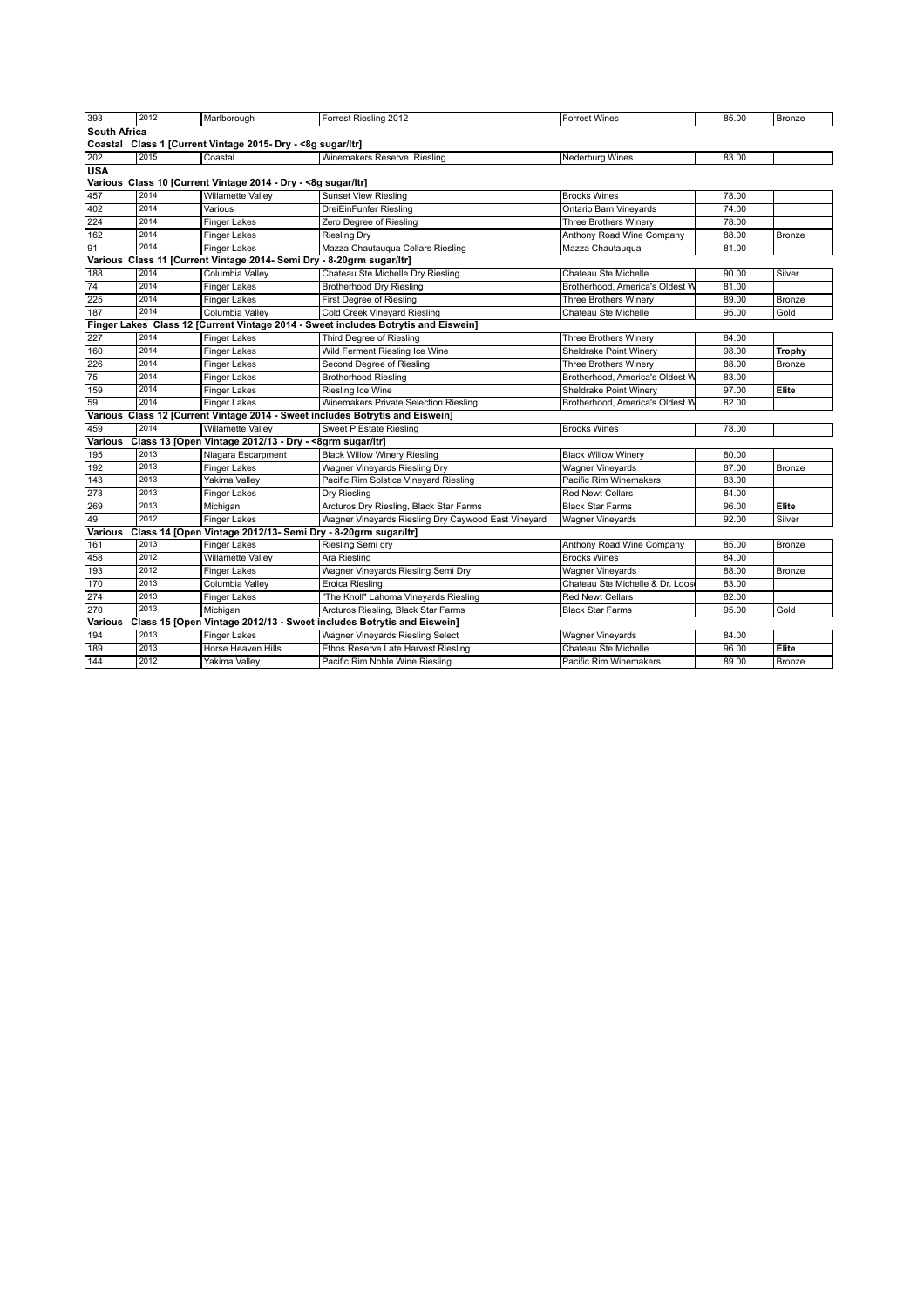| | | | | | | |
|---|---|---|---|---|---|---|
| 393 | 2012 | Marlborough | Forrest Riesling 2012 | Forrest Wines | 85.00 | Bronze |
| **South Africa** | | | | | | |
| **Coastal Class 1 [Current Vintage 2015- Dry - <8g sugar/ltr]** | | | | | | |
| 202 | 2015 | Coastal | Winemakers Reserve Riesling | Nederburg Wines | 83.00 | |
| **USA** | | | | | | |
| **Various Class 10 [Current Vintage 2014 - Dry - <8g sugar/ltr]** | | | | | | |
| 457 | 2014 | Willamette Valley | Sunset View Riesling | Brooks Wines | 78.00 | |
| 402 | 2014 | Various | DreiEinFunfer Riesling | Ontario Barn Vineyards | 74.00 | |
| 224 | 2014 | Finger Lakes | Zero Degree of Riesling | Three Brothers Winery | 78.00 | |
| 162 | 2014 | Finger Lakes | Riesling Dry | Anthony Road Wine Company | 88.00 | Bronze |
| 91 | 2014 | Finger Lakes | Mazza Chautauqua Cellars Riesling | Mazza Chautauqua | 81.00 | |
| **Various Class 11 [Current Vintage 2014- Semi Dry - 8-20grm sugar/ltr]** | | | | | | |
| 188 | 2014 | Columbia Valley | Chateau Ste Michelle Dry Riesling | Chateau Ste Michelle | 90.00 | Silver |
| 74 | 2014 | Finger Lakes | Brotherhood Dry Riesling | Brotherhood, America's Oldest W | 81.00 | |
| 225 | 2014 | Finger Lakes | First Degree of Riesling | Three Brothers Winery | 89.00 | Bronze |
| 187 | 2014 | Columbia Valley | Cold Creek Vineyard Riesling | Chateau Ste Michelle | 95.00 | Gold |
| **Finger Lakes Class 12 [Current Vintage 2014 - Sweet includes Botrytis and Eiswein]** | | | | | | |
| 227 | 2014 | Finger Lakes | Third Degree of Riesling | Three Brothers Winery | 84.00 | |
| 160 | 2014 | Finger Lakes | Wild Ferment Riesling Ice Wine | Sheldrake Point Winery | 98.00 | **Trophy** |
| 226 | 2014 | Finger Lakes | Second Degree of Riesling | Three Brothers Winery | 88.00 | Bronze |
| 75 | 2014 | Finger Lakes | Brotherhood Riesling | Brotherhood, America's Oldest W | 83.00 | |
| 159 | 2014 | Finger Lakes | Riesling Ice Wine | Sheldrake Point Winery | 97.00 | **Elite** |
| 59 | 2014 | Finger Lakes | Winemakers Private Selection Riesling | Brotherhood, America's Oldest W | 82.00 | |
| **Various Class 12 [Current Vintage 2014 - Sweet includes Botrytis and Eiswein]** | | | | | | |
| 459 | 2014 | Willamette Valley | Sweet P Estate Riesling | Brooks Wines | 78.00 | |
| **Various Class 13 [Open Vintage 2012/13 - Dry - <8grm sugar/ltr]** | | | | | | |
| 195 | 2013 | Niagara Escarpment | Black Willow Winery Riesling | Black Willow Winery | 80.00 | |
| 192 | 2013 | Finger Lakes | Wagner Vineyards Riesling Dry | Wagner Vineyards | 87.00 | Bronze |
| 143 | 2013 | Yakima Valley | Pacific Rim Solstice Vineyard Riesling | Pacific Rim Winemakers | 83.00 | |
| 273 | 2013 | Finger Lakes | Dry Riesling | Red Newt Cellars | 84.00 | |
| 269 | 2013 | Michigan | Arcturos Dry Riesling, Black Star Farms | Black Star Farms | 96.00 | **Elite** |
| 49 | 2012 | Finger Lakes | Wagner Vineyards Riesling Dry Caywood East Vineyard | Wagner Vineyards | 92.00 | Silver |
| **Various Class 14 [Open Vintage 2012/13- Semi Dry - 8-20grm sugar/ltr]** | | | | | | |
| 161 | 2013 | Finger Lakes | Riesling Semi dry | Anthony Road Wine Company | 85.00 | Bronze |
| 458 | 2012 | Willamette Valley | Ara Riesling | Brooks Wines | 84.00 | |
| 193 | 2012 | Finger Lakes | Wagner Vineyards Riesling Semi Dry | Wagner Vineyards | 88.00 | Bronze |
| 170 | 2013 | Columbia Valley | Eroica Riesling | Chateau Ste Michelle & Dr. Loos | 83.00 | |
| 274 | 2013 | Finger Lakes | "The Knoll" Lahoma Vineyards Riesling | Red Newt Cellars | 82.00 | |
| 270 | 2013 | Michigan | Arcturos Riesling, Black Star Farms | Black Star Farms | 95.00 | Gold |
| **Various Class 15 [Open Vintage 2012/13 - Sweet includes Botrytis and Eiswein]** | | | | | | |
| 194 | 2013 | Finger Lakes | Wagner Vineyards Riesling Select | Wagner Vineyards | 84.00 | |
| 189 | 2013 | Horse Heaven Hills | Ethos Reserve Late Harvest Riesling | Chateau Ste Michelle | 96.00 | **Elite** |
| 144 | 2012 | Yakima Valley | Pacific Rim Noble Wine Riesling | Pacific Rim Winemakers | 89.00 | Bronze |